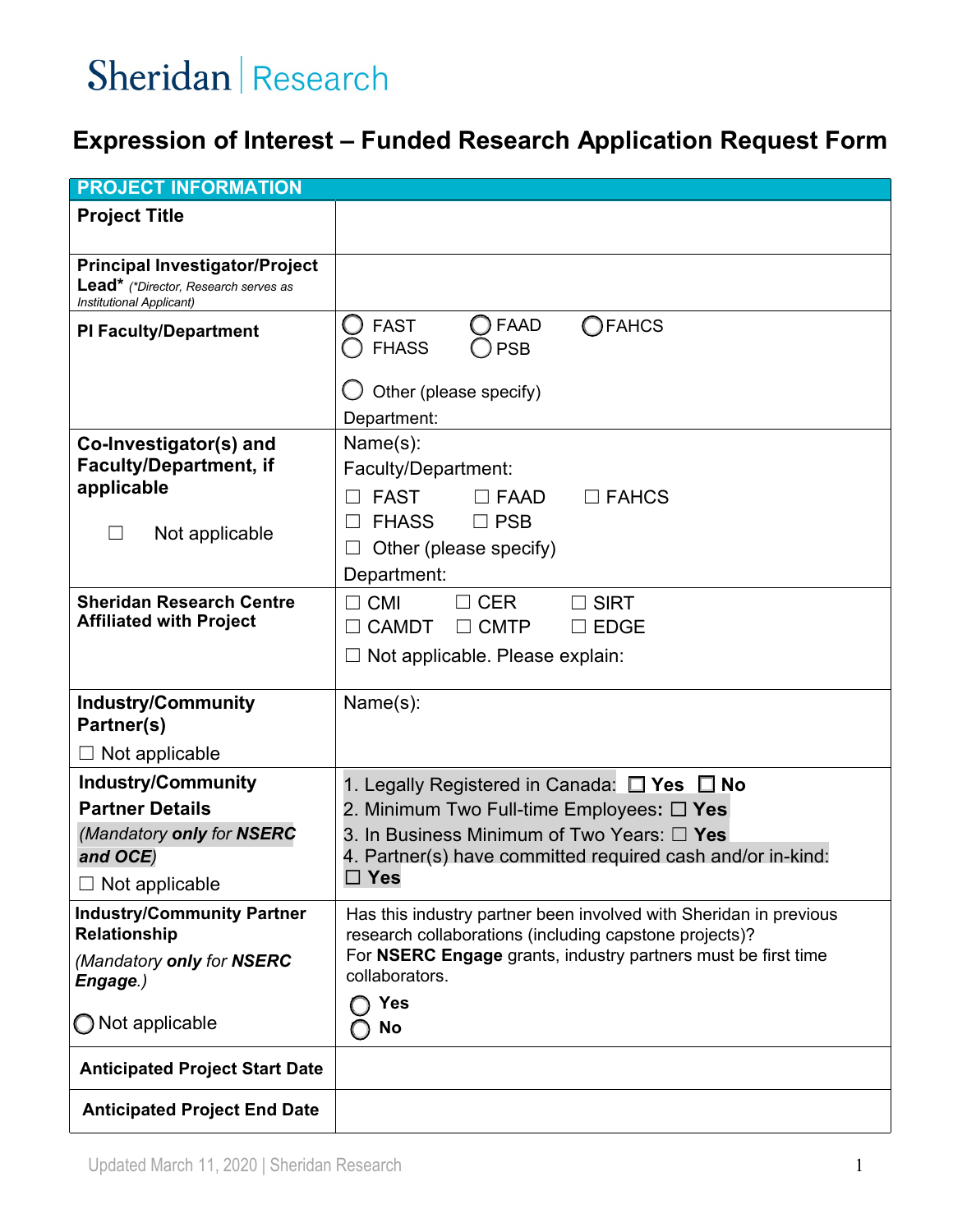# Sheridan | Research

## Expression of Interest – Funded Research Application Request Form

| PROJECT INFORMATION | |
|---|---|
| **Project Title** | |
| **Principal Investigator/Project Lead*** *(\*Director, Research serves as Institutional Applicant)* | |
| **PI Faculty/Department** | ◯ FAST ◯ FAAD ◯ FAHCS ◯ FHASS ◯ PSB<br><br>◯ Other (please specify)<br>Department: |
| **Co-Investigator(s) and Faculty/Department, if applicable**<br><br>☐ Not applicable | Name(s):<br>Faculty/Department:<br>☐ FAST ☐ FAAD ☐ FAHCS<br>☐ FHASS ☐ PSB<br>☐ Other (please specify)<br>Department: |
| **Sheridan Research Centre Affiliated with Project** | ☐ CMI ☐ CER ☐ SIRT<br>☐ CAMDT ☐ CMTP ☐ EDGE<br>☐ Not applicable. Please explain: |
| **Industry/Community Partner(s)**<br>☐ Not applicable | Name(s): |
| **Industry/Community Partner Details**<br>*(Mandatory **only** for **NSERC and OCE**)*<br>☐ Not applicable | 1. Legally Registered in Canada: ☐ **Yes** ☐ **No**<br>2. Minimum Two Full-time Employees**:** ☐ **Yes**<br>3. In Business Minimum of Two Years: ☐ **Yes**<br>4. Partner(s) have committed required cash and/or in-kind: ☐ **Yes** |
| **Industry/Community Partner Relationship**<br>*(Mandatory **only** for **NSERC Engage**.)*<br>◯ Not applicable | Has this industry partner been involved with Sheridan in previous research collaborations (including capstone projects)?<br>For **NSERC Engage** grants, industry partners must be first time collaborators.<br>◯ **Yes**<br>◯ **No** |
| **Anticipated Project Start Date** | |
| **Anticipated Project End Date** | |

Updated March 11, 2020 | Sheridan Research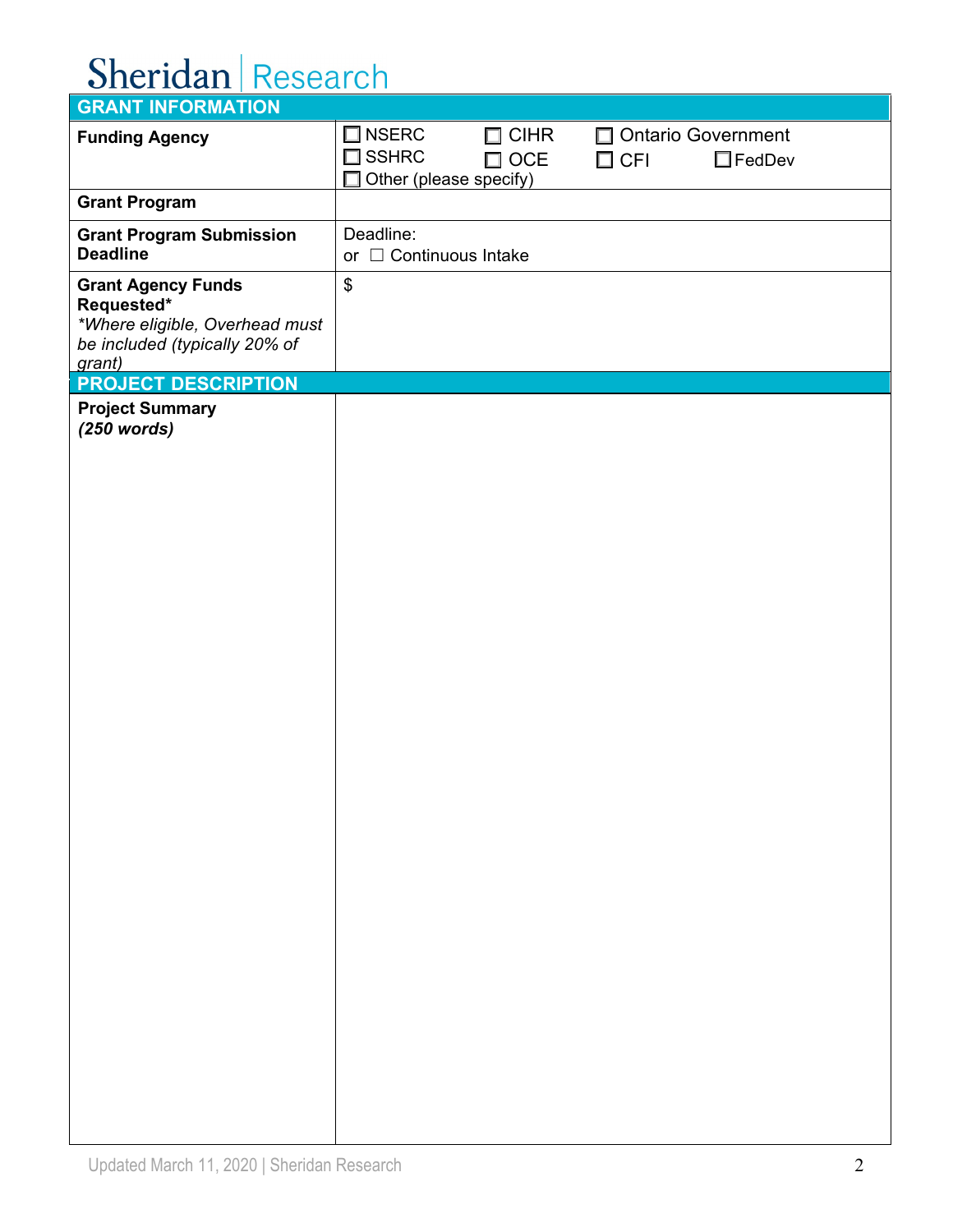Sheridan | Research

## GRANT INFORMATION

| | |
|---|---|
| **Funding Agency** | ☐ NSERC ☐ CIHR ☐ Ontario Government ☐ SSHRC ☐ OCE ☐ CFI ☐ FedDev ☐ Other (please specify) |
| **Grant Program** | |
| **Grant Program Submission Deadline** | Deadline: or ☐ Continuous Intake |
| **Grant Agency Funds Requested*** *\*Where eligible, Overhead must be included (typically 20% of grant)* | $ |

## PROJECT DESCRIPTION

| | |
|---|---|
| **Project Summary** ***(250 words)*** | |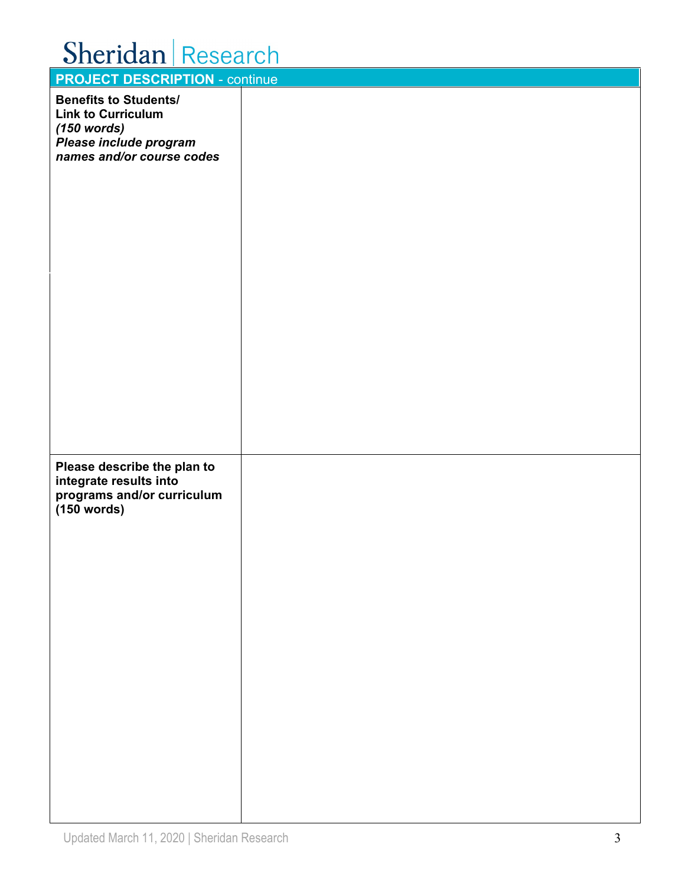| PROJECT DESCRIPTION - continue | |
|---|---|
| **Benefits to Students/ Link to Curriculum** ***(150 words)*** ***Please include program names and/or course codes*** | |
| **Please describe the plan to integrate results into programs and/or curriculum (150 words)** | |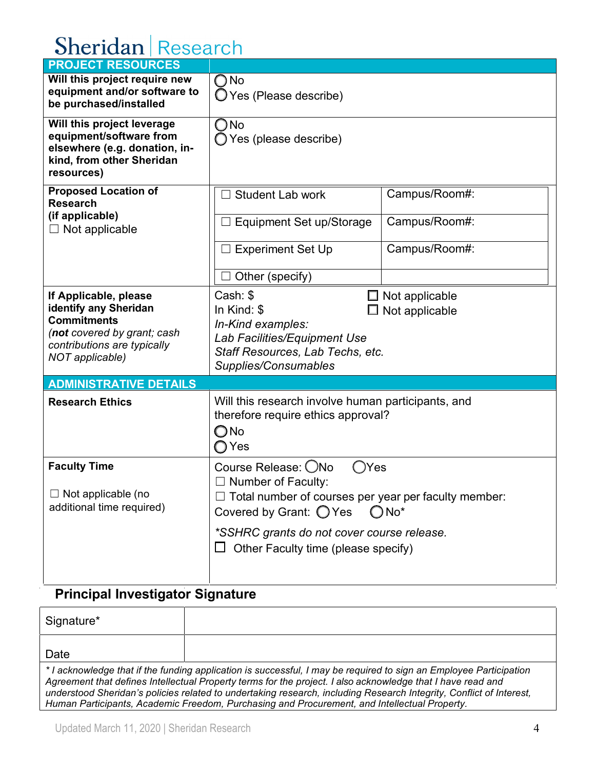Sheridan | Research

| PROJECT RESOURCES | |
|---|---|
| **Will this project require new equipment and/or software to be purchased/installed** | ◯ No<br>◯ Yes (Please describe) |
| **Will this project leverage equipment/software from elsewhere (e.g. donation, in-kind, from other Sheridan resources)** | ◯ No<br>◯ Yes (please describe) |
| **Proposed Location of Research (if applicable)**<br>☐ Not applicable | ☐ Student Lab work — Campus/Room#:<br>☐ Equipment Set up/Storage — Campus/Room#:<br>☐ Experiment Set Up — Campus/Room#:<br>☐ Other (specify) |
| **If Applicable, please identify any Sheridan Commitments**<br>*(**not** covered by grant; cash contributions are typically NOT applicable)* | Cash: $ ☐ Not applicable<br>In Kind: $ ☐ Not applicable<br>*In-Kind examples:*<br>*Lab Facilities/Equipment Use*<br>*Staff Resources, Lab Techs, etc.*<br>*Supplies/Consumables* |
| **ADMINISTRATIVE DETAILS** | |
| **Research Ethics** | Will this research involve human participants, and therefore require ethics approval?<br>◯ No<br>◯ Yes |
| **Faculty Time**<br><br>☐ Not applicable (no additional time required) | Course Release: ◯No ◯Yes<br>☐ Number of Faculty:<br>☐ Total number of courses per year per faculty member:<br>Covered by Grant: ◯ Yes ◯ No*<br>*\*SSHRC grants do not cover course release.*<br>☐ Other Faculty time (please specify) |

## Principal Investigator Signature

| Signature* | |
|---|---|
| Date | |

*\* I acknowledge that if the funding application is successful, I may be required to sign an Employee Participation Agreement that defines Intellectual Property terms for the project. I also acknowledge that I have read and understood Sheridan's policies related to undertaking research, including Research Integrity, Conflict of Interest, Human Participants, Academic Freedom, Purchasing and Procurement, and Intellectual Property.*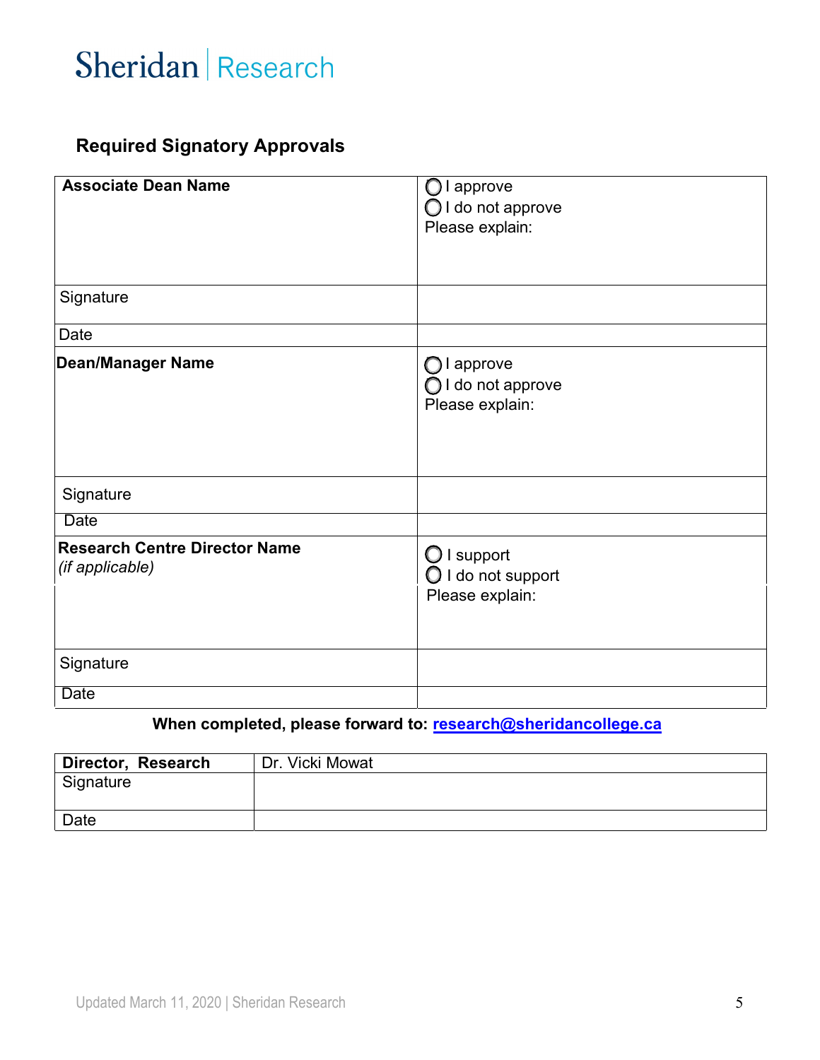# Sheridan | Research

## Required Signatory Approvals

| | |
|---|---|
| **Associate Dean Name** | ◯ I approve<br>◯ I do not approve<br>Please explain: |
| Signature | |
| Date | |
| **Dean/Manager Name** | ◯ I approve<br>◯ I do not approve<br>Please explain: |
| Signature | |
| Date | |
| **Research Centre Director Name**<br>*(if applicable)* | ◯ I support<br>◯ I do not support<br>Please explain: |
| Signature | |
| Date | |

**When completed, please forward to: research@sheridancollege.ca**

| | |
|---|---|
| **Director, Research** | Dr. Vicki Mowat |
| Signature | |
| Date | |